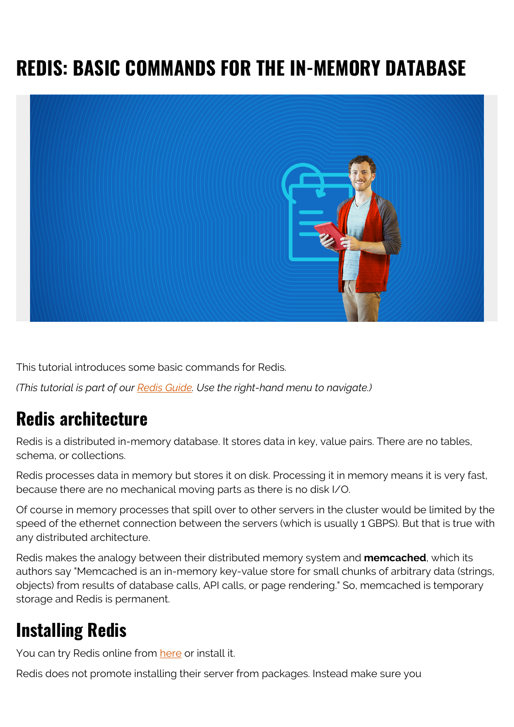# REDIS: BASIC COMMANDS FOR THE IN-MEMORY DATABASE

This tutorial introduces some basic commands for Redis.

*(This tutorial is part of our Redis Guide. Use the right-hand menu to navigate.)*

## Redis architecture

Redis is a distributed in-memory database. It stores data in key, value pairs. There are no tables, schema, or collections.

Redis processes data in memory but stores it on disk. Processing it in memory means it is very fast, because there are no mechanical moving parts as there is no disk I/O.

Of course in memory processes that spill over to other servers in the cluster would be limited by the speed of the ethernet connection between the servers (which is usually 1 GBPS). But that is true with any distributed architecture.

Redis makes the analogy between their distributed memory system and **memcached**, which its authors say "Memcached is an in-memory key-value store for small chunks of arbitrary data (strings, objects) from results of database calls, API calls, or page rendering." So, memcached is temporary storage and Redis is permanent.

## Installing Redis

You can try Redis online from here or install it.

Redis does not promote installing their server from packages. Instead make sure you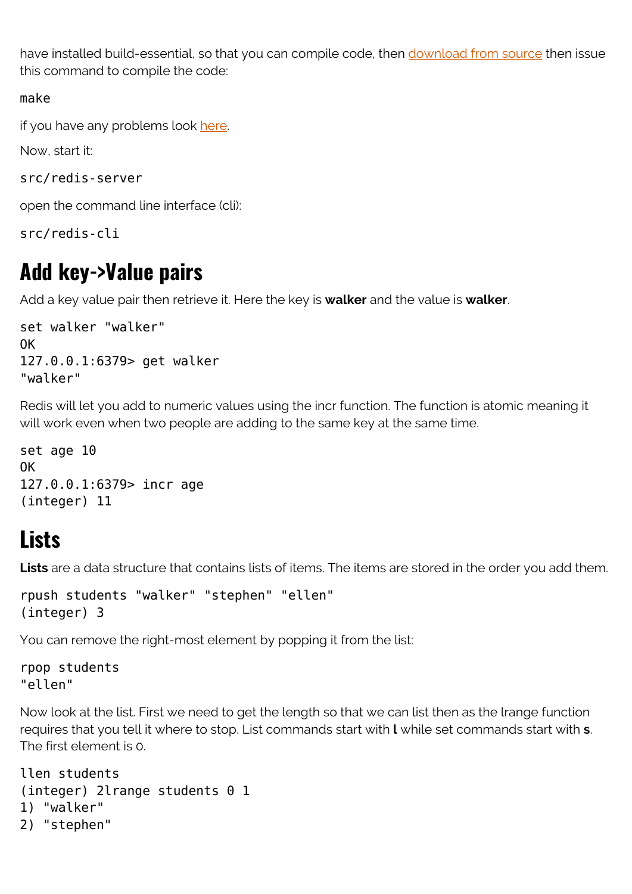have installed build-essential, so that you can compile code, then download from source then issue this command to compile the code:

```
make
```

if you have any problems look here.

Now, start it:

```
src/redis-server
```

open the command line interface (cli):

```
src/redis-cli
```

## Add key->Value pairs

Add a key value pair then retrieve it. Here the key is **walker** and the value is **walker**.

```
set walker "walker"
OK
127.0.0.1:6379> get walker
"walker"
```

Redis will let you add to numeric values using the incr function. The function is atomic meaning it will work even when two people are adding to the same key at the same time.

```
set age 10
OK
127.0.0.1:6379> incr age
(integer) 11
```

## Lists

**Lists** are a data structure that contains lists of items. The items are stored in the order you add them.

```
rpush students "walker" "stephen" "ellen"
(integer) 3
```

You can remove the right-most element by popping it from the list:

```
rpop students
"ellen"
```

Now look at the list. First we need to get the length so that we can list then as the lrange function requires that you tell it where to stop. List commands start with **l** while set commands start with **s**. The first element is 0.

```
llen students
(integer) 2lrange students 0 1
1) "walker"
2) "stephen"
```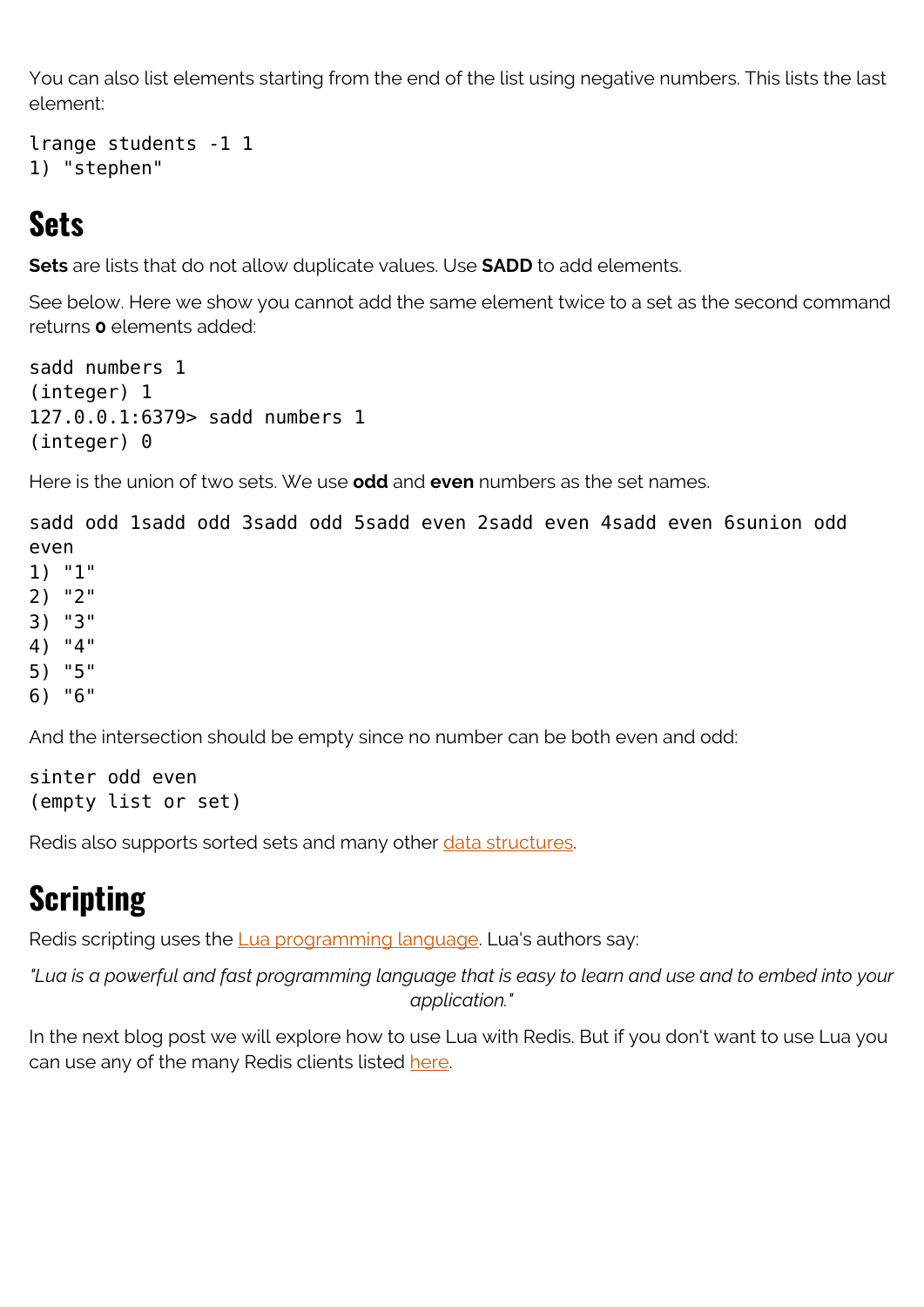You can also list elements starting from the end of the list using negative numbers. This lists the last element:

```
lrange students -1 1
1) "stephen"
```

## Sets

**Sets** are lists that do not allow duplicate values. Use **SADD** to add elements.

See below. Here we show you cannot add the same element twice to a set as the second command returns **0** elements added:

```
sadd numbers 1
(integer) 1
127.0.0.1:6379> sadd numbers 1
(integer) 0
```

Here is the union of two sets. We use **odd** and **even** numbers as the set names.

```
sadd odd 1sadd odd 3sadd odd 5sadd even 2sadd even 4sadd even 6sunion odd
even
1) "1"
2) "2"
3) "3"
4) "4"
5) "5"
6) "6"
```

And the intersection should be empty since no number can be both even and odd:

```
sinter odd even
(empty list or set)
```

Redis also supports sorted sets and many other data structures.

## Scripting

Redis scripting uses the Lua programming language. Lua's authors say:

*"Lua is a powerful and fast programming language that is easy to learn and use and to embed into your application."*

In the next blog post we will explore how to use Lua with Redis. But if you don't want to use Lua you can use any of the many Redis clients listed here.